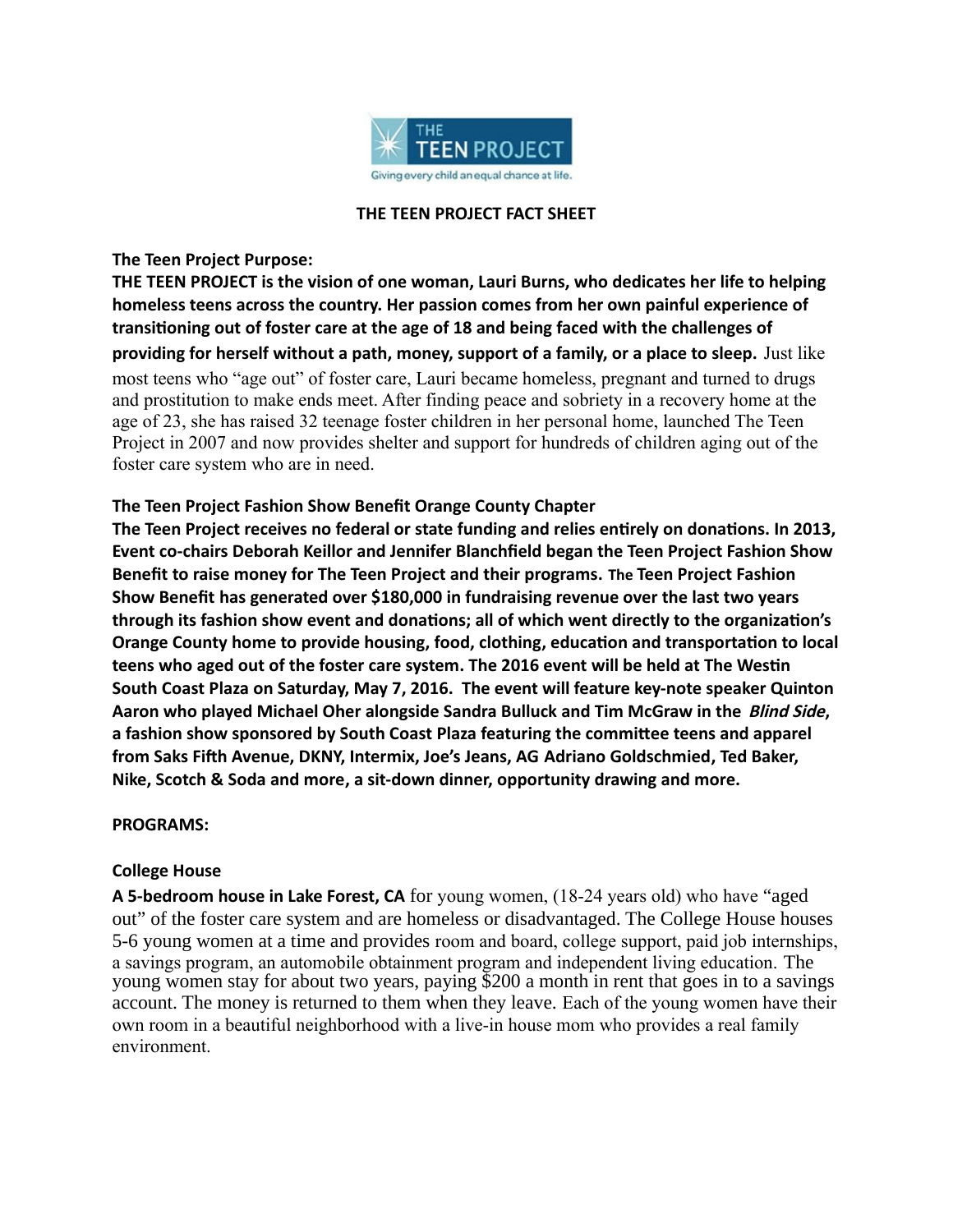THE TEEN PROJECT

Giving every child an equal chance at life.

# THE TEEN PROJECT FACT SHEET

**The Teen Project Purpose:**

**THE TEEN PROJECT is the vision of one woman, Lauri Burns, who dedicates her life to helping homeless teens across the country. Her passion comes from her own painful experience of transitioning out of foster care at the age of 18 and being faced with the challenges of providing for herself without a path, money, support of a family, or a place to sleep.** Just like most teens who "age out" of foster care, Lauri became homeless, pregnant and turned to drugs and prostitution to make ends meet. After finding peace and sobriety in a recovery home at the age of 23, she has raised 32 teenage foster children in her personal home, launched The Teen Project in 2007 and now provides shelter and support for hundreds of children aging out of the foster care system who are in need.

**The Teen Project Fashion Show Benefit Orange County Chapter**

**The Teen Project receives no federal or state funding and relies entirely on donations. In 2013, Event co-chairs Deborah Keillor and Jennifer Blanchfield began the Teen Project Fashion Show Benefit to raise money for The Teen Project and their programs. The Teen Project Fashion Show Benefit has generated over $180,000 in fundraising revenue over the last two years through its fashion show event and donations; all of which went directly to the organization's Orange County home to provide housing, food, clothing, education and transportation to local teens who aged out of the foster care system. The 2016 event will be held at The Westin South Coast Plaza on Saturday, May 7, 2016. The event will feature key-note speaker Quinton Aaron who played Michael Oher alongside Sandra Bulluck and Tim McGraw in the *Blind Side*, a fashion show sponsored by South Coast Plaza featuring the committee teens and apparel from Saks Fifth Avenue, DKNY, Intermix, Joe's Jeans, AG Adriano Goldschmied, Ted Baker, Nike, Scotch & Soda and more, a sit-down dinner, opportunity drawing and more.**

## PROGRAMS:

### College House

**A 5-bedroom house in Lake Forest, CA** for young women, (18-24 years old) who have "aged out" of the foster care system and are homeless or disadvantaged. The College House houses 5-6 young women at a time and provides room and board, college support, paid job internships, a savings program, an automobile obtainment program and independent living education. The young women stay for about two years, paying $200 a month in rent that goes in to a savings account. The money is returned to them when they leave. Each of the young women have their own room in a beautiful neighborhood with a live-in house mom who provides a real family environment.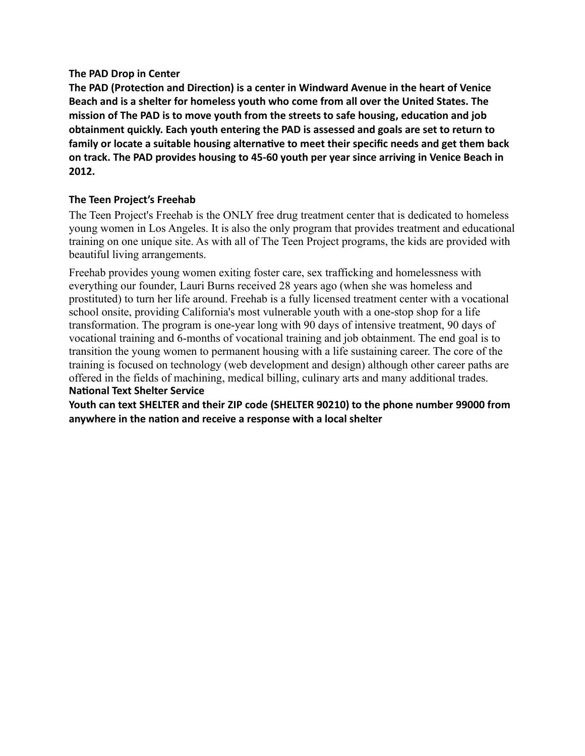### The PAD Drop in Center

**The PAD (Protection and Direction) is a center in Windward Avenue in the heart of Venice Beach and is a shelter for homeless youth who come from all over the United States. The mission of The PAD is to move youth from the streets to safe housing, education and job obtainment quickly. Each youth entering the PAD is assessed and goals are set to return to family or locate a suitable housing alternative to meet their specific needs and get them back on track. The PAD provides housing to 45-60 youth per year since arriving in Venice Beach in 2012.**

### The Teen Project's Freehab

The Teen Project's Freehab is the ONLY free drug treatment center that is dedicated to homeless young women in Los Angeles. It is also the only program that provides treatment and educational training on one unique site. As with all of The Teen Project programs, the kids are provided with beautiful living arrangements.

Freehab provides young women exiting foster care, sex trafficking and homelessness with everything our founder, Lauri Burns received 28 years ago (when she was homeless and prostituted) to turn her life around. Freehab is a fully licensed treatment center with a vocational school onsite, providing California's most vulnerable youth with a one-stop shop for a life transformation. The program is one-year long with 90 days of intensive treatment, 90 days of vocational training and 6-months of vocational training and job obtainment. The end goal is to transition the young women to permanent housing with a life sustaining career. The core of the training is focused on technology (web development and design) although other career paths are offered in the fields of machining, medical billing, culinary arts and many additional trades.

### National Text Shelter Service

**Youth can text SHELTER and their ZIP code (SHELTER 90210) to the phone number 99000 from anywhere in the nation and receive a response with a local shelter**